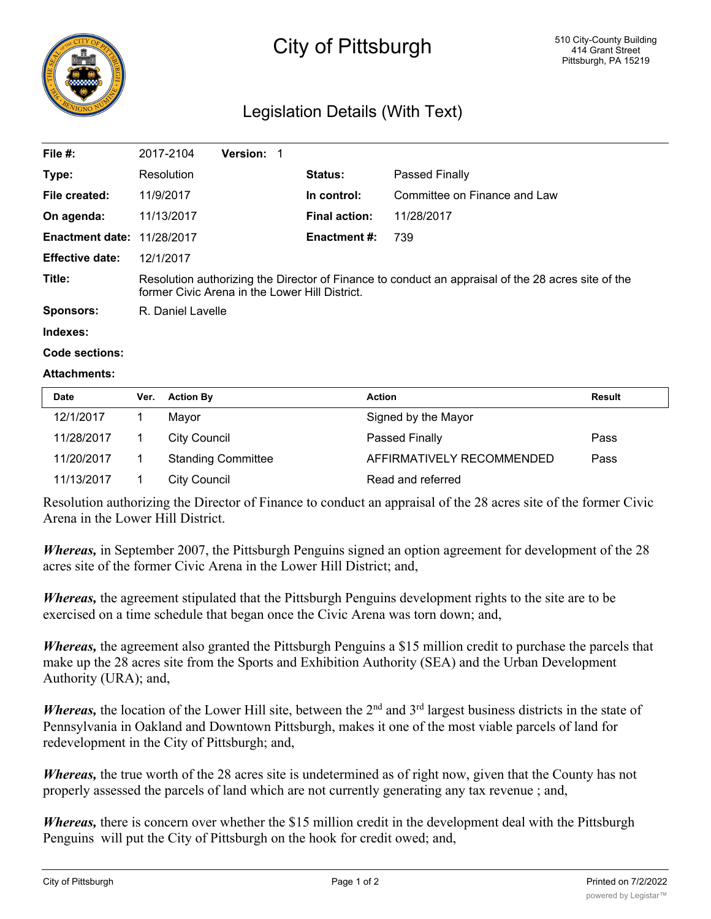# City of Pittsburgh

510 City-County Building
414 Grant Street
Pittsburgh, PA 15219

## Legislation Details (With Text)

| | | | |
|---|---|---|---|
| **File #:** | 2017-2104 **Version:** 1 | | |
| **Type:** | Resolution | **Status:** | Passed Finally |
| **File created:** | 11/9/2017 | **In control:** | Committee on Finance and Law |
| **On agenda:** | 11/13/2017 | **Final action:** | 11/28/2017 |
| **Enactment date:** | 11/28/2017 | **Enactment #:** | 739 |
| **Effective date:** | 12/1/2017 | | |
| **Title:** | Resolution authorizing the Director of Finance to conduct an appraisal of the 28 acres site of the former Civic Arena in the Lower Hill District. | | |
| **Sponsors:** | R. Daniel Lavelle | | |
| **Indexes:** | | | |
| **Code sections:** | | | |
| **Attachments:** | | | |

| Date | Ver. | Action By | Action | Result |
|---|---|---|---|---|
| 12/1/2017 | 1 | Mayor | Signed by the Mayor | |
| 11/28/2017 | 1 | City Council | Passed Finally | Pass |
| 11/20/2017 | 1 | Standing Committee | AFFIRMATIVELY RECOMMENDED | Pass |
| 11/13/2017 | 1 | City Council | Read and referred | |

Resolution authorizing the Director of Finance to conduct an appraisal of the 28 acres site of the former Civic Arena in the Lower Hill District.

***Whereas,*** in September 2007, the Pittsburgh Penguins signed an option agreement for development of the 28 acres site of the former Civic Arena in the Lower Hill District; and,

***Whereas,*** the agreement stipulated that the Pittsburgh Penguins development rights to the site are to be exercised on a time schedule that began once the Civic Arena was torn down; and,

***Whereas,*** the agreement also granted the Pittsburgh Penguins a $15 million credit to purchase the parcels that make up the 28 acres site from the Sports and Exhibition Authority (SEA) and the Urban Development Authority (URA); and,

***Whereas,*** the location of the Lower Hill site, between the 2nd and 3rd largest business districts in the state of Pennsylvania in Oakland and Downtown Pittsburgh, makes it one of the most viable parcels of land for redevelopment in the City of Pittsburgh; and,

***Whereas,*** the true worth of the 28 acres site is undetermined as of right now, given that the County has not properly assessed the parcels of land which are not currently generating any tax revenue ; and,

***Whereas,*** there is concern over whether the $15 million credit in the development deal with the Pittsburgh Penguins will put the City of Pittsburgh on the hook for credit owed; and,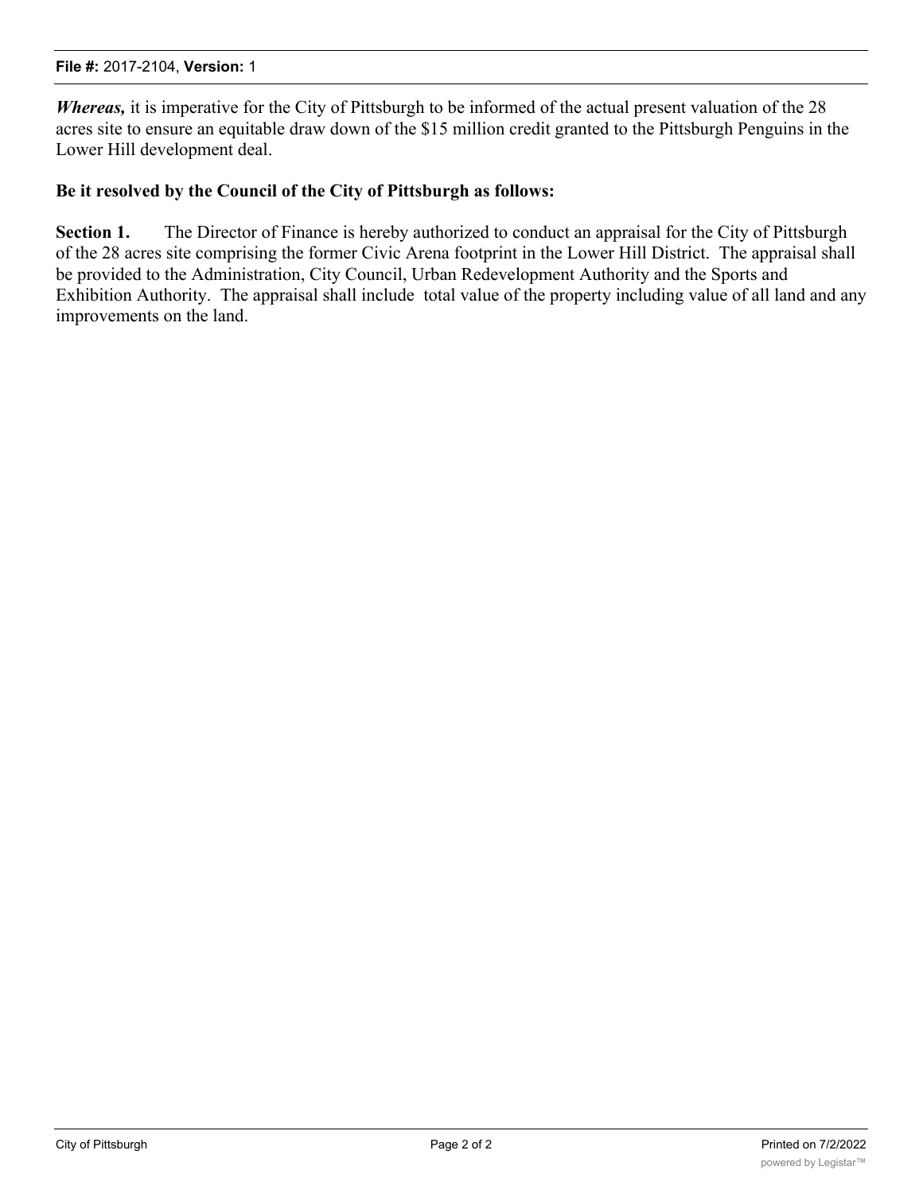***Whereas,*** it is imperative for the City of Pittsburgh to be informed of the actual present valuation of the 28 acres site to ensure an equitable draw down of the $15 million credit granted to the Pittsburgh Penguins in the Lower Hill development deal.

**Be it resolved by the Council of the City of Pittsburgh as follows:**

**Section 1.** The Director of Finance is hereby authorized to conduct an appraisal for the City of Pittsburgh of the 28 acres site comprising the former Civic Arena footprint in the Lower Hill District. The appraisal shall be provided to the Administration, City Council, Urban Redevelopment Authority and the Sports and Exhibition Authority. The appraisal shall include total value of the property including value of all land and any improvements on the land.